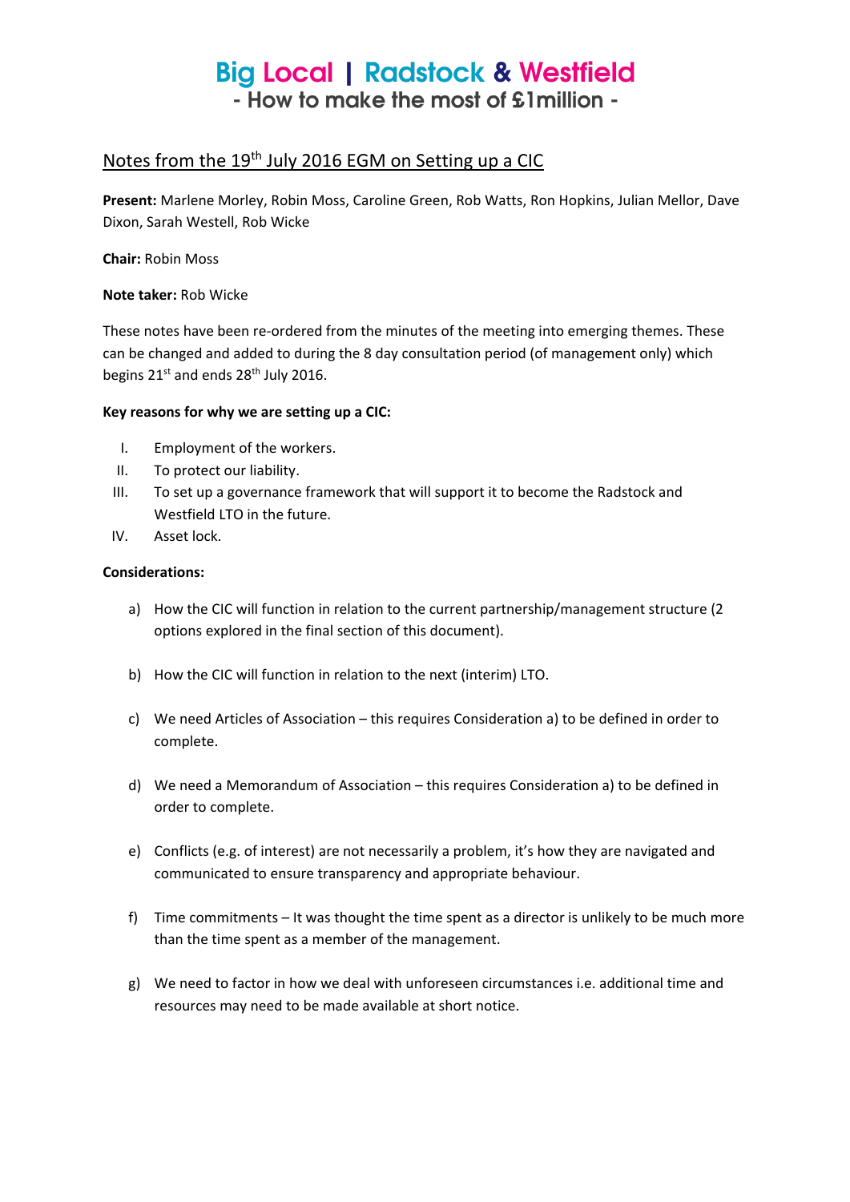# Big Local | Radstock & Westfield

## - How to make the most of £1million -

## Notes from the 19th July 2016 EGM on Setting up a CIC

**Present:** Marlene Morley, Robin Moss, Caroline Green, Rob Watts, Ron Hopkins, Julian Mellor, Dave Dixon, Sarah Westell, Rob Wicke

**Chair:** Robin Moss

**Note taker:** Rob Wicke

These notes have been re-ordered from the minutes of the meeting into emerging themes. These can be changed and added to during the 8 day consultation period (of management only) which begins 21st and ends 28th July 2016.

**Key reasons for why we are setting up a CIC:**

I. Employment of the workers.
II. To protect our liability.
III. To set up a governance framework that will support it to become the Radstock and Westfield LTO in the future.
IV. Asset lock.

**Considerations:**

a) How the CIC will function in relation to the current partnership/management structure (2 options explored in the final section of this document).

b) How the CIC will function in relation to the next (interim) LTO.

c) We need Articles of Association – this requires Consideration a) to be defined in order to complete.

d) We need a Memorandum of Association – this requires Consideration a) to be defined in order to complete.

e) Conflicts (e.g. of interest) are not necessarily a problem, it's how they are navigated and communicated to ensure transparency and appropriate behaviour.

f) Time commitments – It was thought the time spent as a director is unlikely to be much more than the time spent as a member of the management.

g) We need to factor in how we deal with unforeseen circumstances i.e. additional time and resources may need to be made available at short notice.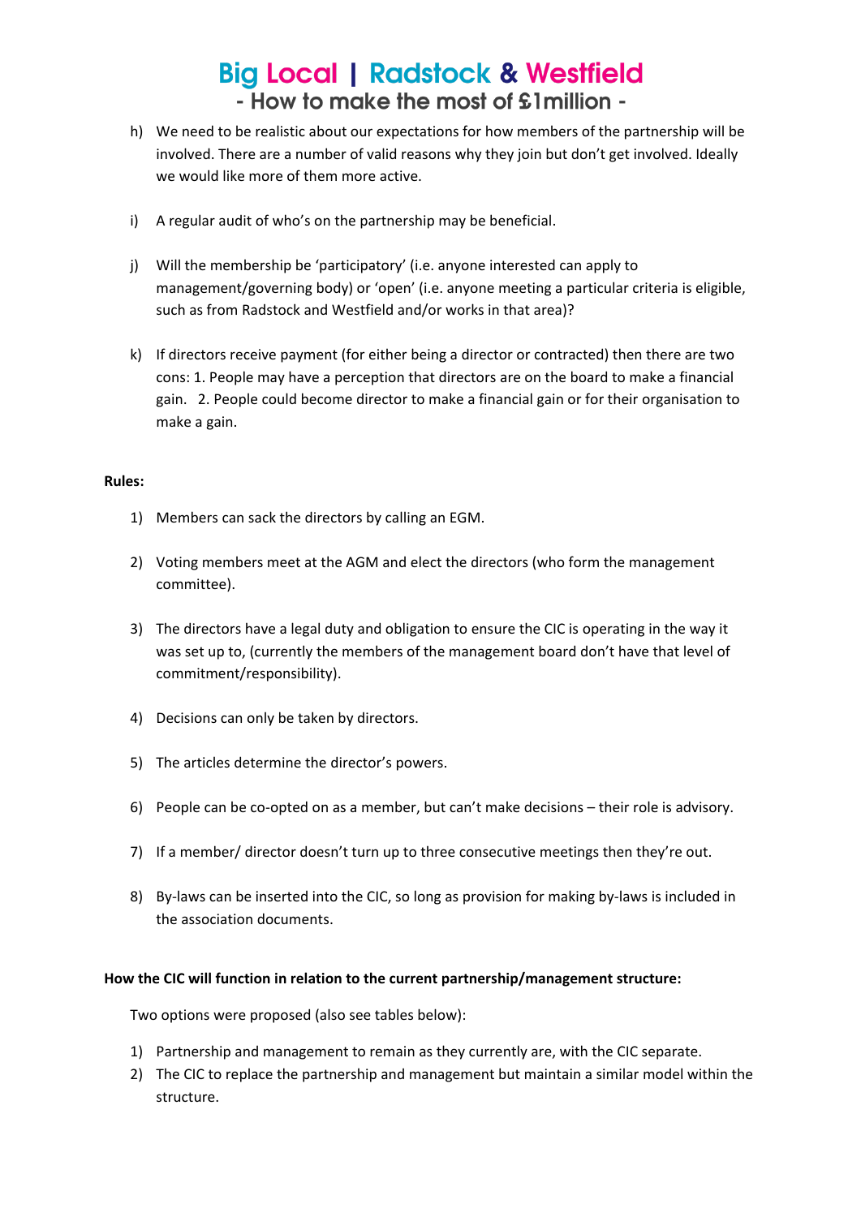h) We need to be realistic about our expectations for how members of the partnership will be involved. There are a number of valid reasons why they join but don't get involved. Ideally we would like more of them more active.

i) A regular audit of who's on the partnership may be beneficial.

j) Will the membership be 'participatory' (i.e. anyone interested can apply to management/governing body) or 'open' (i.e. anyone meeting a particular criteria is eligible, such as from Radstock and Westfield and/or works in that area)?

k) If directors receive payment (for either being a director or contracted) then there are two cons: 1. People may have a perception that directors are on the board to make a financial gain. 2. People could become director to make a financial gain or for their organisation to make a gain.

**Rules:**

1) Members can sack the directors by calling an EGM.

2) Voting members meet at the AGM and elect the directors (who form the management committee).

3) The directors have a legal duty and obligation to ensure the CIC is operating in the way it was set up to, (currently the members of the management board don't have that level of commitment/responsibility).

4) Decisions can only be taken by directors.

5) The articles determine the director's powers.

6) People can be co-opted on as a member, but can't make decisions – their role is advisory.

7) If a member/ director doesn't turn up to three consecutive meetings then they're out.

8) By-laws can be inserted into the CIC, so long as provision for making by-laws is included in the association documents.

**How the CIC will function in relation to the current partnership/management structure:**

Two options were proposed (also see tables below):

1) Partnership and management to remain as they currently are, with the CIC separate.
2) The CIC to replace the partnership and management but maintain a similar model within the structure.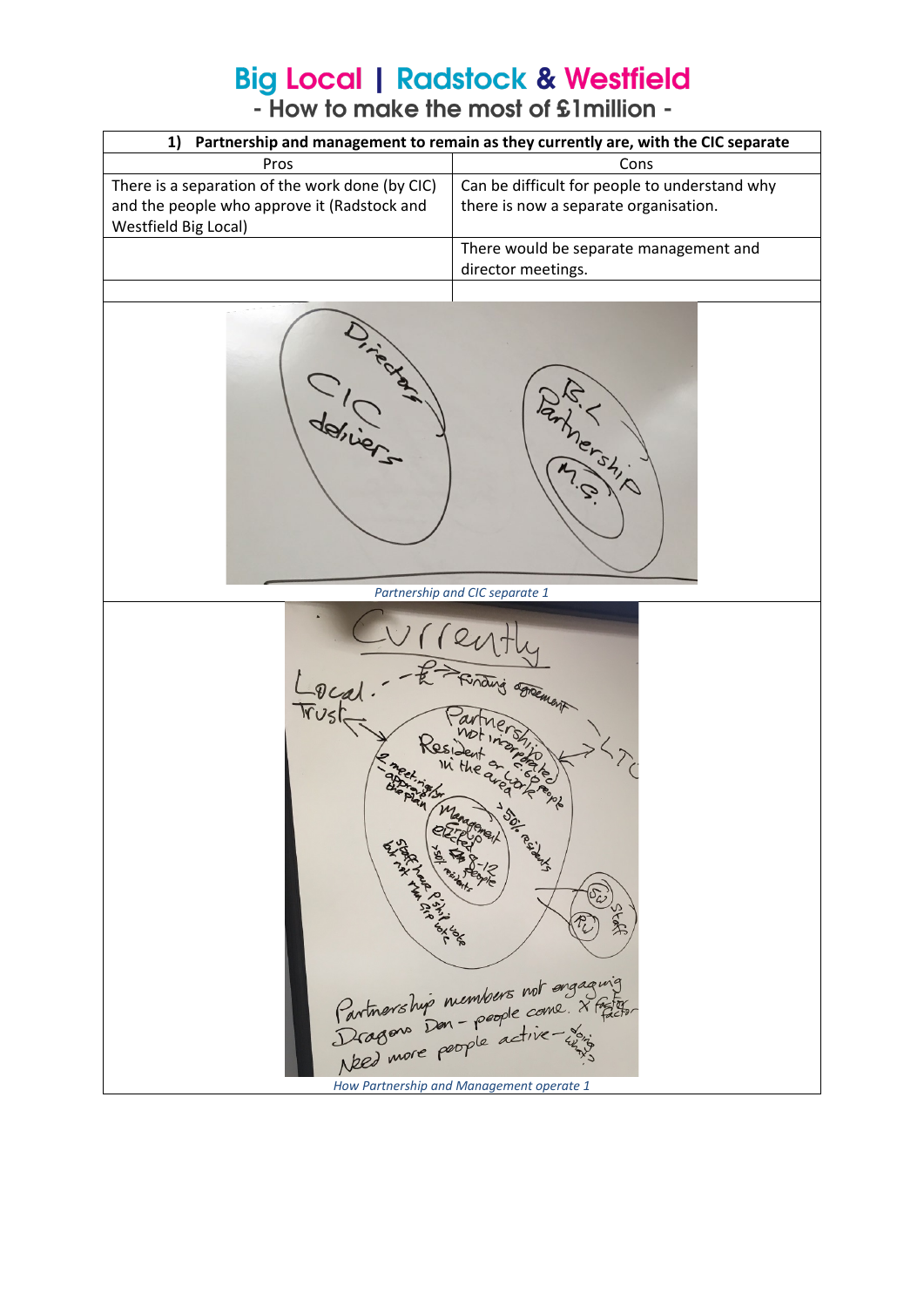# Big Local | Radstock & Westfield

## - How to make the most of £1million -

| 1) Partnership and management to remain as they currently are, with the CIC separate | |
|---|---|
| Pros | Cons |
| There is a separation of the work done (by CIC) and the people who approve it (Radstock and Westfield Big Local) | Can be difficult for people to understand why there is now a separate organisation. |
| | There would be separate management and director meetings. |
| | |

*Partnership and CIC separate 1*

*How Partnership and Management operate 1*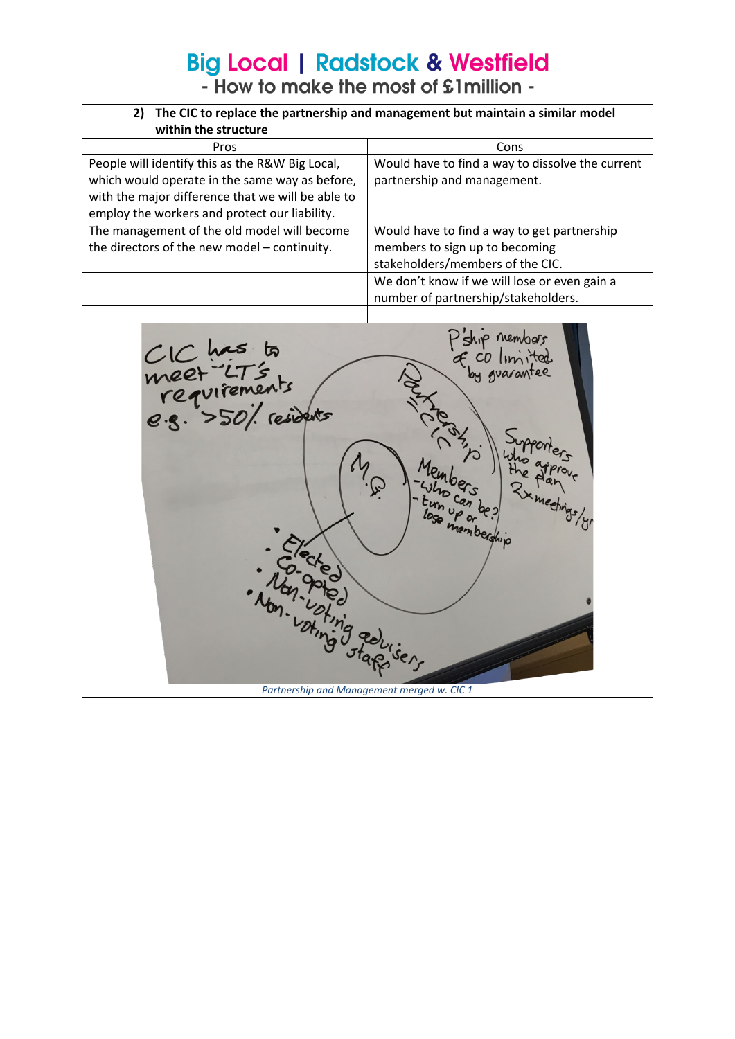**2) The CIC to replace the partnership and management but maintain a similar model within the structure**

| Pros | Cons |
|---|---|
| People will identify this as the R&W Big Local, which would operate in the same way as before, with the major difference that we will be able to employ the workers and protect our liability. | Would have to find a way to dissolve the current partnership and management. |
| The management of the old model will become the directors of the new model – continuity. | Would have to find a way to get partnership members to sign up to becoming stakeholders/members of the CIC. |
| | We don't know if we will lose or even gain a number of partnership/stakeholders. |
| | |

*Partnership and Management merged w. CIC 1*